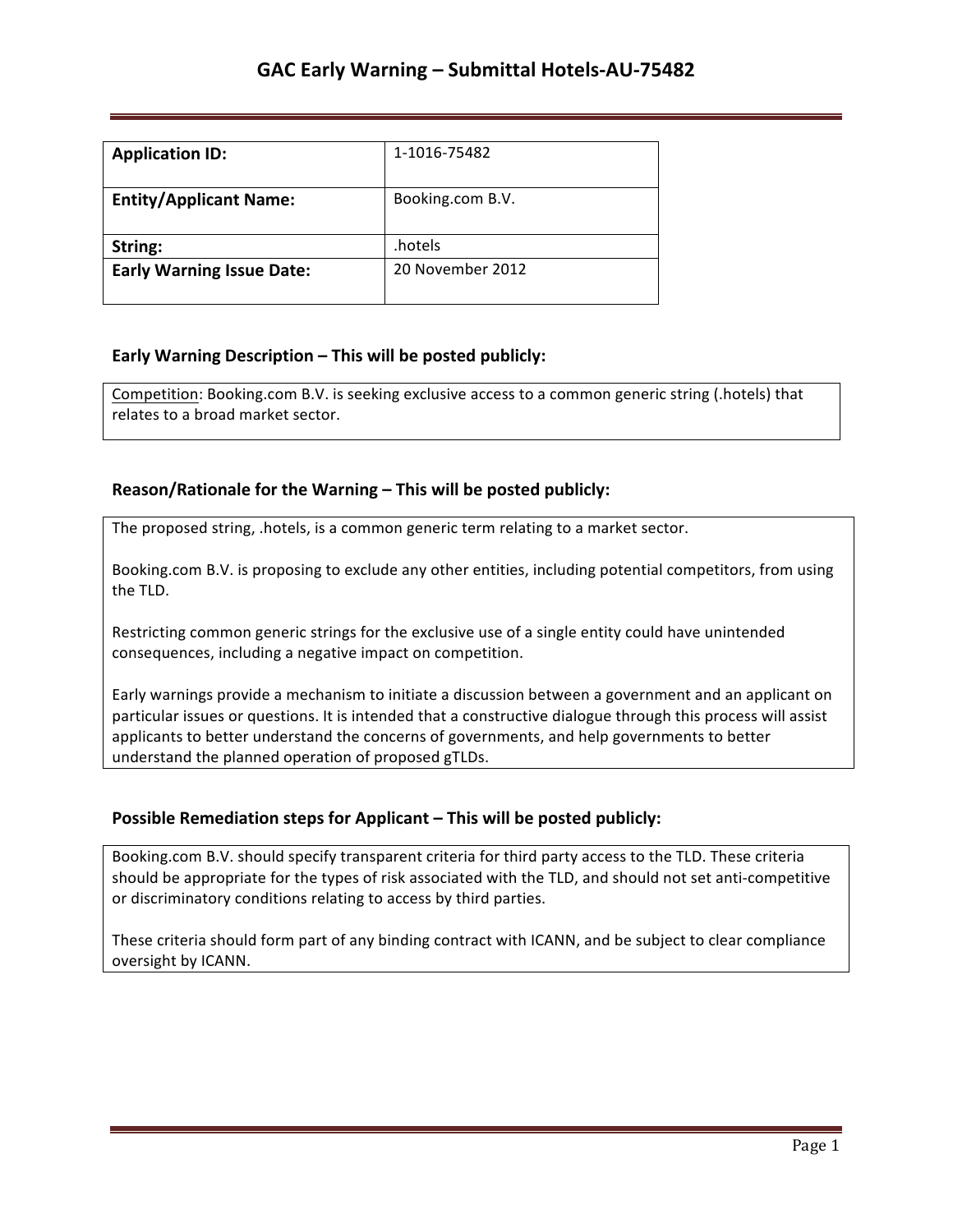# GAC Early Warning – Submittal Hotels-AU-75482

| | |
|---|---|
| **Application ID:** | 1-1016-75482 |
| **Entity/Applicant Name:** | Booking.com B.V. |
| **String:** | .hotels |
| **Early Warning Issue Date:** | 20 November 2012 |

### Early Warning Description – This will be posted publicly:

Competition: Booking.com B.V. is seeking exclusive access to a common generic string (.hotels) that relates to a broad market sector.

### Reason/Rationale for the Warning – This will be posted publicly:

The proposed string, .hotels, is a common generic term relating to a market sector.

Booking.com B.V. is proposing to exclude any other entities, including potential competitors, from using the TLD.

Restricting common generic strings for the exclusive use of a single entity could have unintended consequences, including a negative impact on competition.

Early warnings provide a mechanism to initiate a discussion between a government and an applicant on particular issues or questions. It is intended that a constructive dialogue through this process will assist applicants to better understand the concerns of governments, and help governments to better understand the planned operation of proposed gTLDs.

### Possible Remediation steps for Applicant – This will be posted publicly:

Booking.com B.V. should specify transparent criteria for third party access to the TLD. These criteria should be appropriate for the types of risk associated with the TLD, and should not set anti-competitive or discriminatory conditions relating to access by third parties.

These criteria should form part of any binding contract with ICANN, and be subject to clear compliance oversight by ICANN.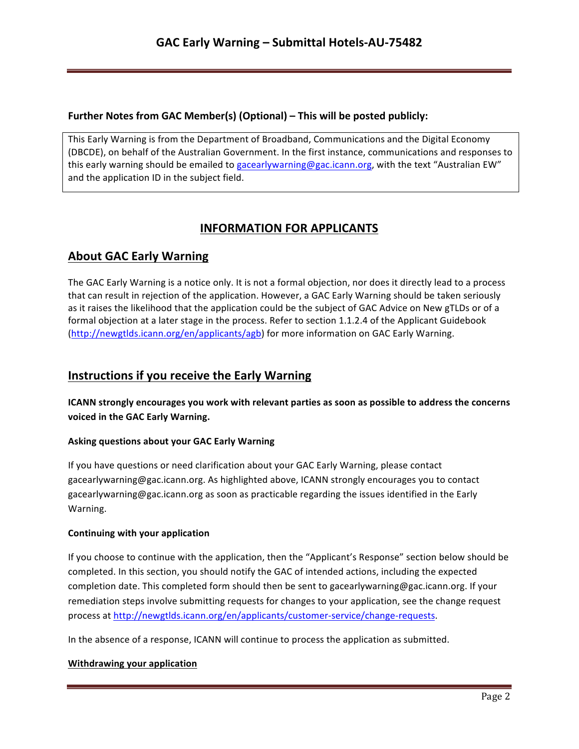**Further Notes from GAC Member(s) (Optional) – This will be posted publicly:**

This Early Warning is from the Department of Broadband, Communications and the Digital Economy (DBCDE), on behalf of the Australian Government. In the first instance, communications and responses to this early warning should be emailed to gacearlywarning@gac.icann.org, with the text "Australian EW" and the application ID in the subject field.

## INFORMATION FOR APPLICANTS

## About GAC Early Warning

The GAC Early Warning is a notice only. It is not a formal objection, nor does it directly lead to a process that can result in rejection of the application. However, a GAC Early Warning should be taken seriously as it raises the likelihood that the application could be the subject of GAC Advice on New gTLDs or of a formal objection at a later stage in the process. Refer to section 1.1.2.4 of the Applicant Guidebook (http://newgtlds.icann.org/en/applicants/agb) for more information on GAC Early Warning.

## Instructions if you receive the Early Warning

**ICANN strongly encourages you work with relevant parties as soon as possible to address the concerns voiced in the GAC Early Warning.**

#### Asking questions about your GAC Early Warning

If you have questions or need clarification about your GAC Early Warning, please contact gacearlywarning@gac.icann.org. As highlighted above, ICANN strongly encourages you to contact gacearlywarning@gac.icann.org as soon as practicable regarding the issues identified in the Early Warning.

#### Continuing with your application

If you choose to continue with the application, then the "Applicant's Response" section below should be completed. In this section, you should notify the GAC of intended actions, including the expected completion date. This completed form should then be sent to gacearlywarning@gac.icann.org. If your remediation steps involve submitting requests for changes to your application, see the change request process at http://newgtlds.icann.org/en/applicants/customer-service/change-requests.

In the absence of a response, ICANN will continue to process the application as submitted.

#### Withdrawing your application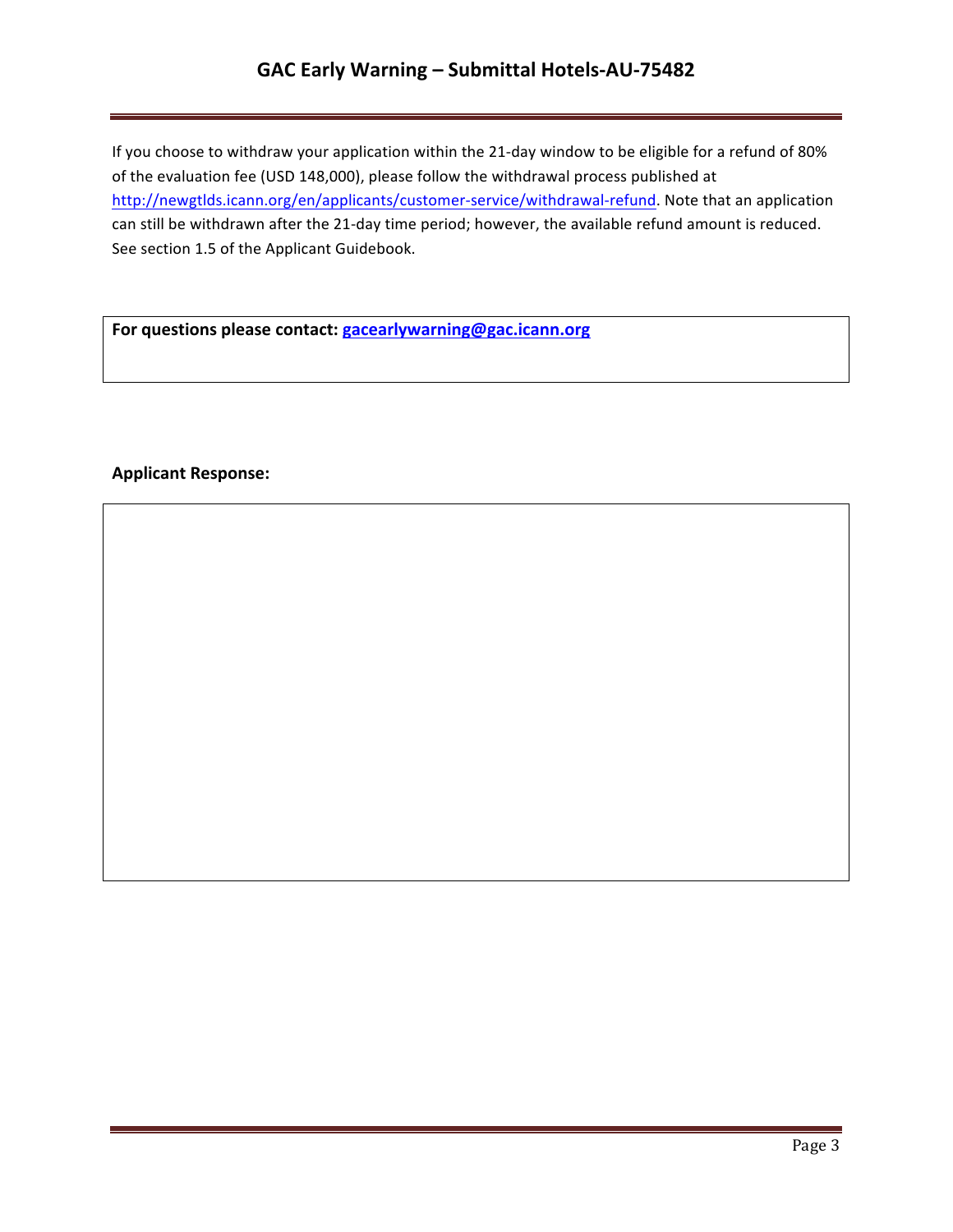If you choose to withdraw your application within the 21-day window to be eligible for a refund of 80% of the evaluation fee (USD 148,000), please follow the withdrawal process published at http://newgtlds.icann.org/en/applicants/customer-service/withdrawal-refund. Note that an application can still be withdrawn after the 21-day time period; however, the available refund amount is reduced. See section 1.5 of the Applicant Guidebook.

**For questions please contact: gacearlywarning@gac.icann.org**

**Applicant Response:**